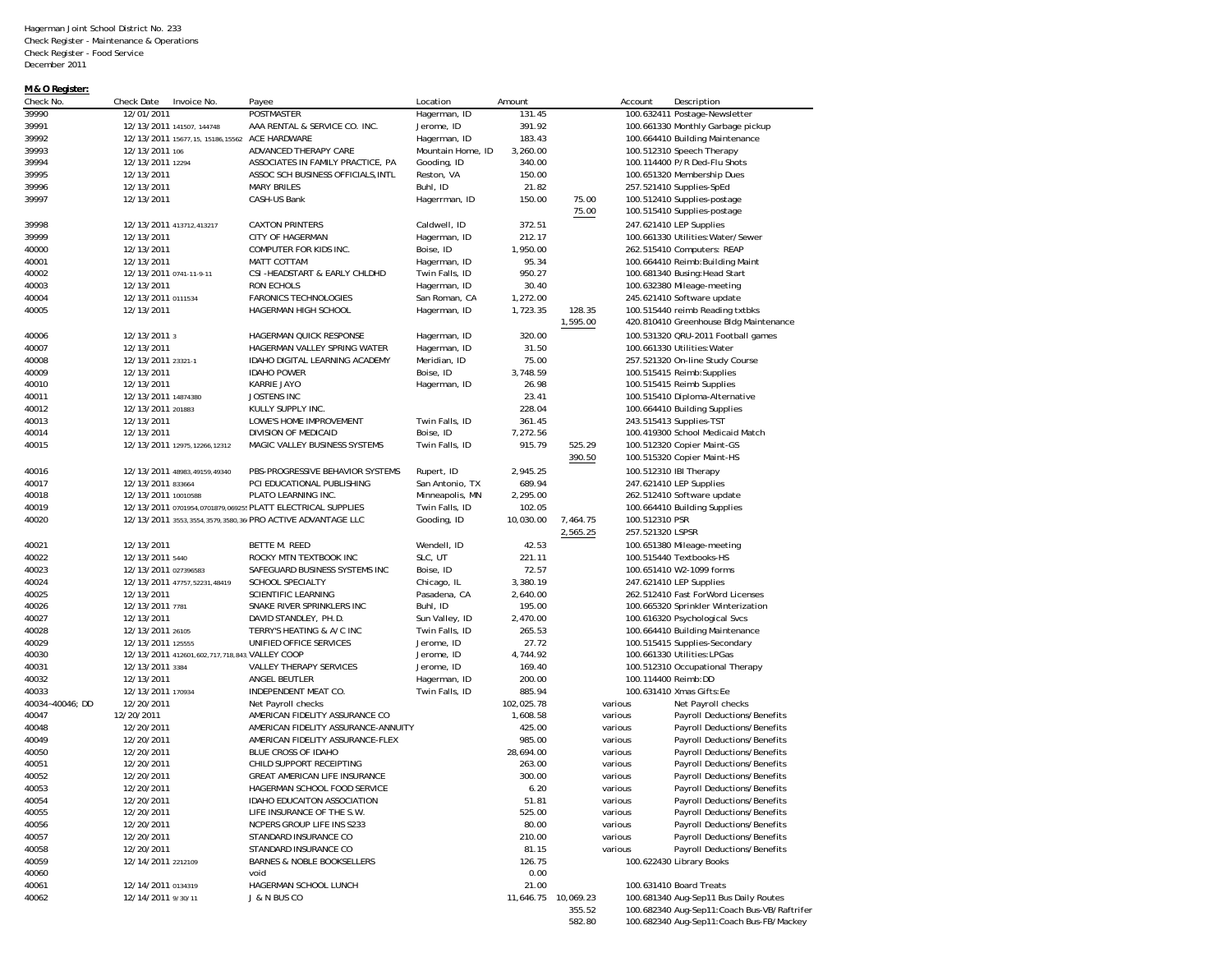Hagerman Joint School District No. 233
Check Register - Maintenance & Operations
Check Register - Food Service
December 2011

**M&O Register:**

| Check No. | Check Date | Invoice No. | Payee | Location | Amount | | Account | Description |
|---|---|---|---|---|---|---|---|---|
| 39990 | 12/01/2011 | | POSTMASTER | Hagerman, ID | 131.45 | | 100.632411 | Postage-Newsletter |
| 39991 | 12/13/2011 | 141507, 144748 | AAA RENTAL & SERVICE CO. INC. | Jerome, ID | 391.92 | | 100.661330 | Monthly Garbage pickup |
| 39992 | 12/13/2011 | 15677,15, 15186,15562 | ACE HARDWARE | Hagerman, ID | 183.43 | | 100.664410 | Building Maintenance |
| 39993 | 12/13/2011 | 106 | ADVANCED THERAPY CARE | Mountain Home, ID | 3,260.00 | | 100.512310 | Speech Therapy |
| 39994 | 12/13/2011 | 12294 | ASSOCIATES IN FAMILY PRACTICE, PA | Gooding, ID | 340.00 | | 100.114400 | P/R Ded-Flu Shots |
| 39995 | 12/13/2011 | | ASSOC SCH BUSINESS OFFICIALS,INTL | Reston, VA | 150.00 | | 100.651320 | Membership Dues |
| 39996 | 12/13/2011 | | MARY BRILES | Buhl, ID | 21.82 | | 257.521410 | Supplies-SpEd |
| 39997 | 12/13/2011 | | CASH-US Bank | Hagerrman, ID | 150.00 | 75.00 | 100.512410 | Supplies-postage |
| | | | | | | 75.00 | 100.515410 | Supplies-postage |
| 39998 | 12/13/2011 | 413712,413217 | CAXTON PRINTERS | Caldwell, ID | 372.51 | | 247.621410 | LEP Supplies |
| 39999 | 12/13/2011 | | CITY OF HAGERMAN | Hagerman, ID | 212.17 | | 100.661330 | Utilities:Water/Sewer |
| 40000 | 12/13/2011 | | COMPUTER FOR KIDS INC. | Boise, ID | 1,950.00 | | 262.515410 | Computers: REAP |
| 40001 | 12/13/2011 | | MATT COTTAM | Hagerman, ID | 95.34 | | 100.664410 | Reimb:Building Maint |
| 40002 | 12/13/2011 | 0741-11-9-11 | CSI -HEADSTART & EARLY CHLDHD | Twin Falls, ID | 950.27 | | 100.681340 | Busing:Head Start |
| 40003 | 12/13/2011 | | RON ECHOLS | Hagerman, ID | 30.40 | | 100.632380 | Mileage-meeting |
| 40004 | 12/13/2011 | 0111534 | FARONICS TECHNOLOGIES | San Roman, CA | 1,272.00 | | 245.621410 | Software update |
| 40005 | 12/13/2011 | | HAGERMAN HIGH SCHOOL | Hagerman, ID | 1,723.35 | 128.35 | 100.515440 | reimb Reading txtbks |
| | | | | | | 1,595.00 | 420.810410 | Greenhouse Bldg Maintenance |
| 40006 | 12/13/2011 | 3 | HAGERMAN QUICK RESPONSE | Hagerman, ID | 320.00 | | 100.531320 | QRU-2011 Football games |
| 40007 | 12/13/2011 | | HAGERMAN VALLEY SPRING WATER | Hagerman, ID | 31.50 | | 100.661330 | Utilities:Water |
| 40008 | 12/13/2011 | 23321-1 | IDAHO DIGITAL LEARNING ACADEMY | Meridian, ID | 75.00 | | 257.521320 | On-line Study Course |
| 40009 | 12/13/2011 | | IDAHO POWER | Boise, ID | 3,748.59 | | 100.515415 | Reimb:Supplies |
| 40010 | 12/13/2011 | | KARRIE JAYO | Hagerman, ID | 26.98 | | 100.515415 | Reimb Supplies |
| 40011 | 12/13/2011 | 14874380 | JOSTENS INC | | 23.41 | | 100.515410 | Diploma-Alternative |
| 40012 | 12/13/2011 | 201883 | KULLY SUPPLY INC. | | 228.04 | | 100.664410 | Building Supplies |
| 40013 | 12/13/2011 | | LOWE'S HOME IMPROVEMENT | Twin Falls, ID | 361.45 | | 243.515413 | Supplies-TST |
| 40014 | 12/13/2011 | | DIVISION OF MEDICAID | Boise, ID | 7,272.56 | | 100.419300 | School Medicaid Match |
| 40015 | 12/13/2011 | 12975,12266,12312 | MAGIC VALLEY BUSINESS SYSTEMS | Twin Falls, ID | 915.79 | 525.29 | 100.512320 | Copier Maint-GS |
| | | | | | | 390.50 | 100.515320 | Copier Maint-HS |
| 40016 | 12/13/2011 | 48983,49159,49340 | PBS-PROGRESSIVE BEHAVIOR SYSTEMS | Rupert, ID | 2,945.25 | | 100.512310 | IBI Therapy |
| 40017 | 12/13/2011 | 833664 | PCI EDUCATIONAL PUBLISHING | San Antonio, TX | 689.94 | | 247.621410 | LEP Supplies |
| 40018 | 12/13/2011 | 10010588 | PLATO LEARNING INC. | Minneapolis, MN | 2,295.00 | | 262.512410 | Software update |
| 40019 | 12/13/2011 | 0701954,0701879,069255 | PLATT ELECTRICAL SUPPLIES | Twin Falls, ID | 102.05 | | 100.664410 | Building Supplies |
| 40020 | 12/13/2011 | 3553,3554,3579,3580,36 | PRO ACTIVE ADVANTAGE LLC | Gooding, ID | 10,030.00 | 7,464.75 | 100.512310 | PSR |
| | | | | | | 2,565.25 | 257.521320 | LSPSR |
| 40021 | 12/13/2011 | | BETTE M. REED | Wendell, ID | 42.53 | | 100.651380 | Mileage-meeting |
| 40022 | 12/13/2011 | 5440 | ROCKY MTN TEXTBOOK INC | SLC, UT | 221.11 | | 100.515440 | Textbooks-HS |
| 40023 | 12/13/2011 | 027396583 | SAFEGUARD BUSINESS SYSTEMS INC | Boise, ID | 72.57 | | 100.651410 | W2-1099 forms |
| 40024 | 12/13/2011 | 47757,52231,48419 | SCHOOL SPECIALTY | Chicago, IL | 3,380.19 | | 247.621410 | LEP Supplies |
| 40025 | 12/13/2011 | | SCIENTIFIC LEARNING | Pasadena, CA | 2,640.00 | | 262.512410 | Fast ForWord Licenses |
| 40026 | 12/13/2011 | 7781 | SNAKE RIVER SPRINKLERS INC | Buhl, ID | 195.00 | | 100.665320 | Sprinkler Winterization |
| 40027 | 12/13/2011 | | DAVID STANDLEY, PH.D. | Sun Valley, ID | 2,470.00 | | 100.616320 | Psychological Svcs |
| 40028 | 12/13/2011 | 26105 | TERRY'S HEATING & A/C INC | Twin Falls, ID | 265.53 | | 100.664410 | Building Maintenance |
| 40029 | 12/13/2011 | 125555 | UNIFIED OFFICE SERVICES | Jerome, ID | 27.72 | | 100.515415 | Supplies-Secondary |
| 40030 | 12/13/2011 | 412601,602,717,718,843 | VALLEY COOP | Jerome, ID | 4,744.92 | | 100.661330 | Utilities:LPGas |
| 40031 | 12/13/2011 | 3384 | VALLEY THERAPY SERVICES | Jerome, ID | 169.40 | | 100.512310 | Occupational Therapy |
| 40032 | 12/13/2011 | | ANGEL BEUTLER | Hagerman, ID | 200.00 | | 100.114400 | Reimb:DD |
| 40033 | 12/13/2011 | 170934 | INDEPENDENT MEAT CO. | Twin Falls, ID | 885.94 | | 100.631410 | Xmas Gifts:Ee |
| 40034-40046; DD | 12/20/2011 | | Net Payroll checks | | 102,025.78 | | various | Net Payroll checks |
| 40047 | 12/20/2011 | | AMERICAN FIDELITY ASSURANCE CO | | 1,608.58 | | various | Payroll Deductions/Benefits |
| 40048 | 12/20/2011 | | AMERICAN FIDELITY ASSURANCE-ANNUITY | | 425.00 | | various | Payroll Deductions/Benefits |
| 40049 | 12/20/2011 | | AMERICAN FIDELITY ASSURANCE-FLEX | | 985.00 | | various | Payroll Deductions/Benefits |
| 40050 | 12/20/2011 | | BLUE CROSS OF IDAHO | | 28,694.00 | | various | Payroll Deductions/Benefits |
| 40051 | 12/20/2011 | | CHILD SUPPORT RECEIPTING | | 263.00 | | various | Payroll Deductions/Benefits |
| 40052 | 12/20/2011 | | GREAT AMERICAN LIFE INSURANCE | | 300.00 | | various | Payroll Deductions/Benefits |
| 40053 | 12/20/2011 | | HAGERMAN SCHOOL FOOD SERVICE | | 6.20 | | various | Payroll Deductions/Benefits |
| 40054 | 12/20/2011 | | IDAHO EDUCAITON ASSOCIATION | | 51.81 | | various | Payroll Deductions/Benefits |
| 40055 | 12/20/2011 | | LIFE INSURANCE OF THE S.W. | | 525.00 | | various | Payroll Deductions/Benefits |
| 40056 | 12/20/2011 | | NCPERS GROUP LIFE INS S233 | | 80.00 | | various | Payroll Deductions/Benefits |
| 40057 | 12/20/2011 | | STANDARD INSURANCE CO | | 210.00 | | various | Payroll Deductions/Benefits |
| 40058 | 12/20/2011 | | STANDARD INSURANCE CO | | 81.15 | | various | Payroll Deductions/Benefits |
| 40059 | 12/14/2011 | 2212109 | BARNES & NOBLE BOOKSELLERS | | 126.75 | | 100.622430 | Library Books |
| 40060 | | | void | | 0.00 | | | |
| 40061 | 12/14/2011 | 0134319 | HAGERMAN SCHOOL LUNCH | | 21.00 | | 100.631410 | Board Treats |
| 40062 | 12/14/2011 | 9/30/11 | J & N BUS CO | | 11,646.75 | 10,069.23 | 100.681340 | Aug-Sep11 Bus Daily Routes |
| | | | | | | 355.52 | 100.682340 | Aug-Sep11:Coach Bus-VB/Raftrifer |
| | | | | | | 582.80 | 100.682340 | Aug-Sep11:Coach Bus-FB/Mackey |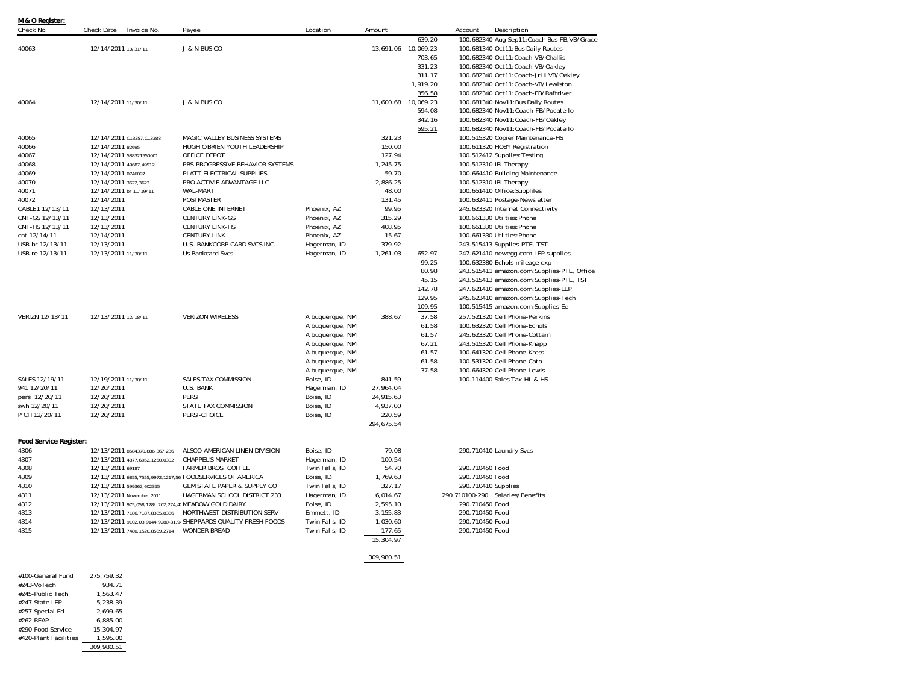**M&O Register:**

| Check No. | Check Date | Invoice No. | Payee | Location | Amount | | Account | Description |
|---|---|---|---|---|---|---|---|---|
| | | | | | | 639.20 | 100.682340 | Aug-Sep11:Coach Bus-FB,VB/Grace |
| 40063 | 12/14/2011 | 10/31/11 | J & N BUS CO | | 13,691.06 | 10,069.23 | 100.681340 | Oct11:Bus Daily Routes |
| | | | | | | 703.65 | 100.682340 | Oct11:Coach-VB/Challis |
| | | | | | | 331.23 | 100.682340 | Oct11:Coach-VB/Oakley |
| | | | | | | 311.17 | 100.682340 | Oct11:Coach-JrHi VB/Oakley |
| | | | | | | 1,919.20 | 100.682340 | Oct11:Coach-VB/Lewiston |
| | | | | | | 356.58 | 100.682340 | Oct11:Coach-FB/Raftriver |
| 40064 | 12/14/2011 | 11/30/11 | J & N BUS CO | | 11,600.68 | 10,069.23 | 100.681340 | Nov11:Bus Daily Routes |
| | | | | | | 594.08 | 100.682340 | Nov11:Coach-FB/Pocatello |
| | | | | | | 342.16 | 100.682340 | Nov11:Coach-FB/Oakley |
| | | | | | | 595.21 | 100.682340 | Nov11:Coach-FB/Pocatello |
| 40065 | 12/14/2011 | C13357,C13388 | MAGIC VALLEY BUSINESS SYSTEMS | | 321.23 | | 100.515320 | Copier Maintenance-HS |
| 40066 | 12/14/2011 | 82695 | HUGH O'BRIEN YOUTH LEADERSHIP | | 150.00 | | 100.611320 | HOBY Registration |
| 40067 | 12/14/2011 | 588321550001 | OFFICE DEPOT | | 127.94 | | 100.512412 | Supplies:Testing |
| 40068 | 12/14/2011 | 49687,49912 | PBS-PROGRESSIVE BEHAVIOR SYSTEMS | | 1,245.75 | | 100.512310 | IBI Therapy |
| 40069 | 12/14/2011 | 0746097 | PLATT ELECTRICAL SUPPLIES | | 59.70 | | 100.664410 | Building Maintenance |
| 40070 | 12/14/2011 | 3622,3623 | PRO ACTIVIE ADVANTAGE LLC | | 2,886.25 | | 100.512310 | IBI Therapy |
| 40071 | 12/14/2011 | br 11/19/11 | WAL-MART | | 48.00 | | 100.651410 | Office:Suppliles |
| 40072 | 12/14/2011 | | POSTMASTER | | 131.45 | | 100.632411 | Postage-Newsletter |
| CABLE1 12/13/11 | 12/13/2011 | | CABLE ONE INTERNET | Phoenix, AZ | 99.95 | | 245.623320 | Internet Connectivity |
| CNT-GS 12/13/11 | 12/13/2011 | | CENTURY LINK-GS | Phoenix, AZ | 315.29 | | 100.661330 | Utilties:Phone |
| CNT-HS 12/13/11 | 12/13/2011 | | CENTURY LINK-HS | Phoenix, AZ | 408.95 | | 100.661330 | Utilties:Phone |
| cnt 12/14/11 | 12/14/2011 | | CENTURY LINK | Phoenix, AZ | 15.67 | | 100.661330 | Utilties:Phone |
| USB-br 12/13/11 | 12/13/2011 | | U.S. BANKCORP CARD SVCS INC. | Hagerman, ID | 379.92 | | 243.515413 | Supplies-PTE, TST |
| USB-re 12/13/11 | 12/13/2011 | 11/30/11 | Us Bankcard Svcs | Hagerman, ID | 1,261.03 | 652.97 | 247.621410 | newegg.com-LEP supplies |
| | | | | | | 99.25 | 100.632380 | Echols-mileage exp |
| | | | | | | 80.98 | 243.515411 | amazon.com:Supplies-PTE, Office |
| | | | | | | 45.15 | 243.515413 | amazon.com:Supplies-PTE, TST |
| | | | | | | 142.78 | 247.621410 | amazon.com:Supplies-LEP |
| | | | | | | 129.95 | 245.623410 | amazon.com:Supplies-Tech |
| | | | | | | 109.95 | 100.515415 | amazon.com:Supplies-Ee |
| VERIZN 12/13/11 | 12/13/2011 | 12/18/11 | VERIZON WIRELESS | Albuquerque, NM | 388.67 | 37.58 | 257.521320 | Cell Phone-Perkins |
| | | | | Albuquerque, NM | | 61.58 | 100.632320 | Cell Phone-Echols |
| | | | | Albuquerque, NM | | 61.57 | 245.623320 | Cell Phone-Cottam |
| | | | | Albuquerque, NM | | 67.21 | 243.515320 | Cell Phone-Knapp |
| | | | | Albuquerque, NM | | 61.57 | 100.641320 | Cell Phone-Kress |
| | | | | Albuquerque, NM | | 61.58 | 100.531320 | Cell Phone-Cato |
| | | | | Albuquerque, NM | | 37.58 | 100.664320 | Cell Phone-Lewis |
| SALES 12/19/11 | 12/19/2011 | 11/30/11 | SALES TAX COMMISSION | Boise, ID | 841.59 | | 100.114400 | Sales Tax-HL & HS |
| 941 12/20/11 | 12/20/2011 | | U.S. BANK | Hagerman, ID | 27,964.04 | | | |
| persi 12/20/11 | 12/20/2011 | | PERSI | Boise, ID | 24,915.63 | | | |
| swh 12/20/11 | 12/20/2011 | | STATE TAX COMMISSION | Boise, ID | 4,937.00 | | | |
| P CH 12/20/11 | 12/20/2011 | | PERSI-CHOICE | Boise, ID | 220.59 | | | |
| | | | | | 294,675.54 | | | |

**Food Service Register:**

| Check No. | Check Date | Invoice No. | Payee | Location | Amount | Account | Description |
|---|---|---|---|---|---|---|---|
| 4306 | 12/13/2011 | 8584370,886,367,236 | ALSCO-AMERICAN LINEN DIVISION | Boise, ID | 79.08 | 290.710410 | Laundry Svcs |
| 4307 | 12/13/2011 | 4877,6952,1250,0302 | CHAPPEL'S MARKET | Hagerman, ID | 100.54 | | |
| 4308 | 12/13/2011 | 69187 | FARMER BROS. COFFEE | Twin Falls, ID | 54.70 | 290.710450 | Food |
| 4309 | 12/13/2011 | 6855,7555,9972,1217,56 | FOODSERVICES OF AMERICA | Boise, ID | 1,769.63 | 290.710450 | Food |
| 4310 | 12/13/2011 | 599362,602355 | GEM STATE PAPER & SUPPLY CO | Twin Falls, ID | 327.17 | 290.710410 | Supplies |
| 4311 | 12/13/2011 | November 2011 | HAGERMAN SCHOOL DISTRICT 233 | Hagerman, ID | 6,014.67 | 290.710100-290 | Salaries/Benefits |
| 4312 | 12/13/2011 | 975,058,128/,202,274,4 | MEADOW GOLD DAIRY | Boise, ID | 2,595.10 | 290.710450 | Food |
| 4313 | 12/13/2011 | 7186,7187,8385,8386 | NORTHWEST DISTRIBUTION SERV | Emmett, ID | 3,155.83 | 290.710450 | Food |
| 4314 | 12/13/2011 | 9102,03,9144,9280-81,9 | SHEPPARDS QUALITY FRESH FOODS | Twin Falls, ID | 1,030.60 | 290.710450 | Food |
| 4315 | 12/13/2011 | 7480,1520,8589,2714 | WONDER BREAD | Twin Falls, ID | 177.65 | 290.710450 | Food |
| | | | | | 15,304.97 | | |
| | | | | | 309,980.51 | | |

| Fund | Amount |
|---|---|
| #100-General Fund | 275,759.32 |
| #243-VoTech | 934.71 |
| #245-Public Tech | 1,563.47 |
| #247-State LEP | 5,238.39 |
| #257-Special Ed | 2,699.65 |
| #262-REAP | 6,885.00 |
| #290-Food Service | 15,304.97 |
| #420-Plant Facilities | 1,595.00 |
| | 309,980.51 |